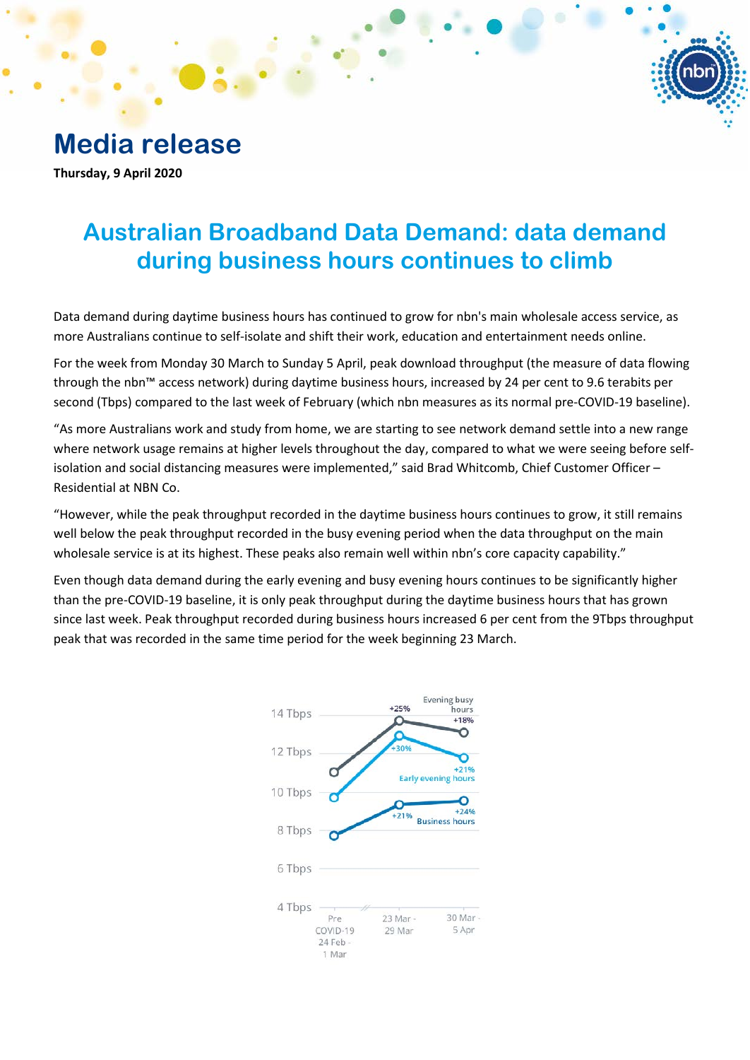# Media release

**Thursday, 9 April 2020**

## Australian Broadband Data Demand: data demand during business hours continues to climb

Data demand during daytime business hours has continued to grow for nbn's main wholesale access service, as more Australians continue to self-isolate and shift their work, education and entertainment needs online.

For the week from Monday 30 March to Sunday 5 April, peak download throughput (the measure of data flowing through the nbn™ access network) during daytime business hours, increased by 24 per cent to 9.6 terabits per second (Tbps) compared to the last week of February (which nbn measures as its normal pre-COVID-19 baseline).

"As more Australians work and study from home, we are starting to see network demand settle into a new range where network usage remains at higher levels throughout the day, compared to what we were seeing before self-isolation and social distancing measures were implemented," said Brad Whitcomb, Chief Customer Officer – Residential at NBN Co.

"However, while the peak throughput recorded in the daytime business hours continues to grow, it still remains well below the peak throughput recorded in the busy evening period when the data throughput on the main wholesale service is at its highest. These peaks also remain well within nbn's core capacity capability."

Even though data demand during the early evening and busy evening hours continues to be significantly higher than the pre-COVID-19 baseline, it is only peak throughput during the daytime business hours that has grown since last week. Peak throughput recorded during business hours increased 6 per cent from the 9Tbps throughput peak that was recorded in the same time period for the week beginning 23 March.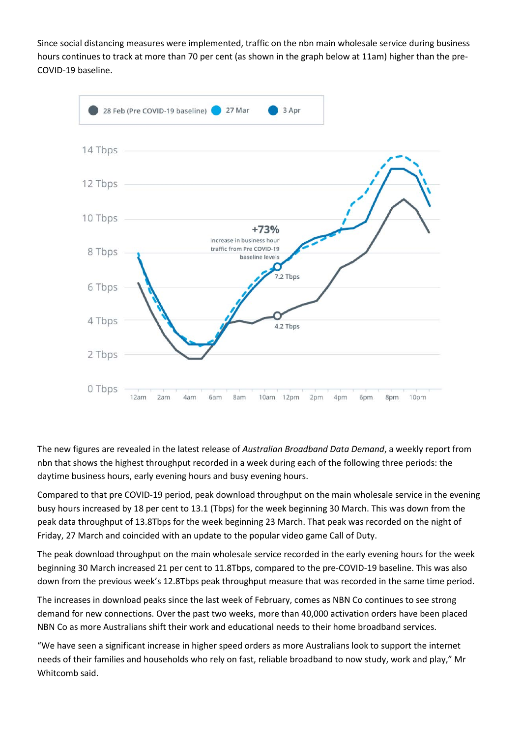Since social distancing measures were implemented, traffic on the nbn main wholesale service during business hours continues to track at more than 70 per cent (as shown in the graph below at 11am) higher than the pre-COVID-19 baseline.

28 Feb (Pre COVID-19 baseline) 27 Mar 3 Apr

+73% Increase in business hour traffic from Pre COVID-19 baseline levels

7.2 Tbps

4.2 Tbps

The new figures are revealed in the latest release of *Australian Broadband Data Demand*, a weekly report from nbn that shows the highest throughput recorded in a week during each of the following three periods: the daytime business hours, early evening hours and busy evening hours.

Compared to that pre COVID-19 period, peak download throughput on the main wholesale service in the evening busy hours increased by 18 per cent to 13.1 (Tbps) for the week beginning 30 March. This was down from the peak data throughput of 13.8Tbps for the week beginning 23 March. That peak was recorded on the night of Friday, 27 March and coincided with an update to the popular video game Call of Duty.

The peak download throughput on the main wholesale service recorded in the early evening hours for the week beginning 30 March increased 21 per cent to 11.8Tbps, compared to the pre-COVID-19 baseline. This was also down from the previous week's 12.8Tbps peak throughput measure that was recorded in the same time period.

The increases in download peaks since the last week of February, comes as NBN Co continues to see strong demand for new connections. Over the past two weeks, more than 40,000 activation orders have been placed NBN Co as more Australians shift their work and educational needs to their home broadband services.

"We have seen a significant increase in higher speed orders as more Australians look to support the internet needs of their families and households who rely on fast, reliable broadband to now study, work and play," Mr Whitcomb said.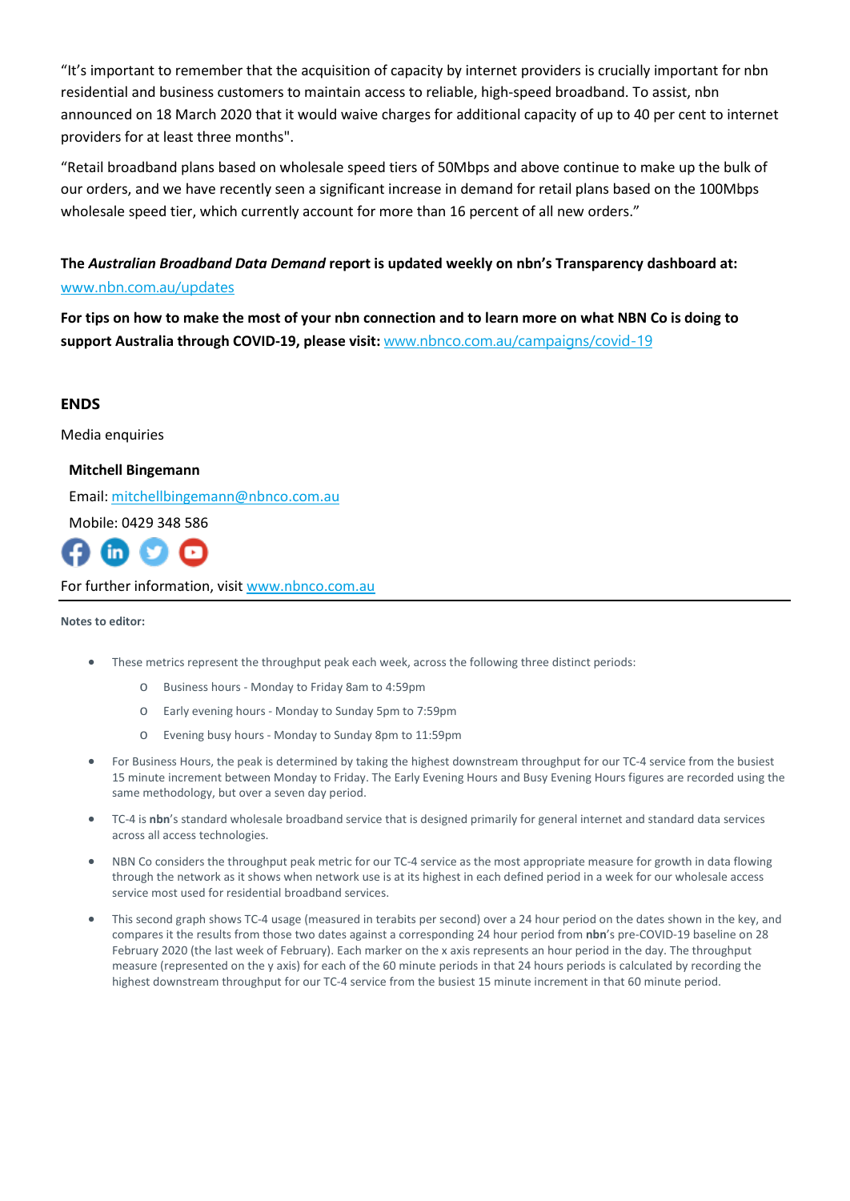"It's important to remember that the acquisition of capacity by internet providers is crucially important for nbn residential and business customers to maintain access to reliable, high-speed broadband. To assist, nbn announced on 18 March 2020 that it would waive charges for additional capacity of up to 40 per cent to internet providers for at least three months".

"Retail broadband plans based on wholesale speed tiers of 50Mbps and above continue to make up the bulk of our orders, and we have recently seen a significant increase in demand for retail plans based on the 100Mbps wholesale speed tier, which currently account for more than 16 percent of all new orders."

**The *Australian Broadband Data Demand* report is updated weekly on nbn's Transparency dashboard at:** www.nbn.com.au/updates

**For tips on how to make the most of your nbn connection and to learn more on what NBN Co is doing to support Australia through COVID-19, please visit:** www.nbnco.com.au/campaigns/covid-19

**ENDS**

Media enquiries

**Mitchell Bingemann**

Email: mitchellbingemann@nbnco.com.au

Mobile: 0429 348 586

For further information, visit www.nbnco.com.au

**Notes to editor:**

- These metrics represent the throughput peak each week, across the following three distinct periods:
  - Business hours - Monday to Friday 8am to 4:59pm
  - Early evening hours - Monday to Sunday 5pm to 7:59pm
  - Evening busy hours - Monday to Sunday 8pm to 11:59pm
- For Business Hours, the peak is determined by taking the highest downstream throughput for our TC-4 service from the busiest 15 minute increment between Monday to Friday. The Early Evening Hours and Busy Evening Hours figures are recorded using the same methodology, but over a seven day period.
- TC-4 is **nbn**'s standard wholesale broadband service that is designed primarily for general internet and standard data services across all access technologies.
- NBN Co considers the throughput peak metric for our TC-4 service as the most appropriate measure for growth in data flowing through the network as it shows when network use is at its highest in each defined period in a week for our wholesale access service most used for residential broadband services.
- This second graph shows TC-4 usage (measured in terabits per second) over a 24 hour period on the dates shown in the key, and compares it the results from those two dates against a corresponding 24 hour period from **nbn**'s pre-COVID-19 baseline on 28 February 2020 (the last week of February). Each marker on the x axis represents an hour period in the day. The throughput measure (represented on the y axis) for each of the 60 minute periods in that 24 hours periods is calculated by recording the highest downstream throughput for our TC-4 service from the busiest 15 minute increment in that 60 minute period.